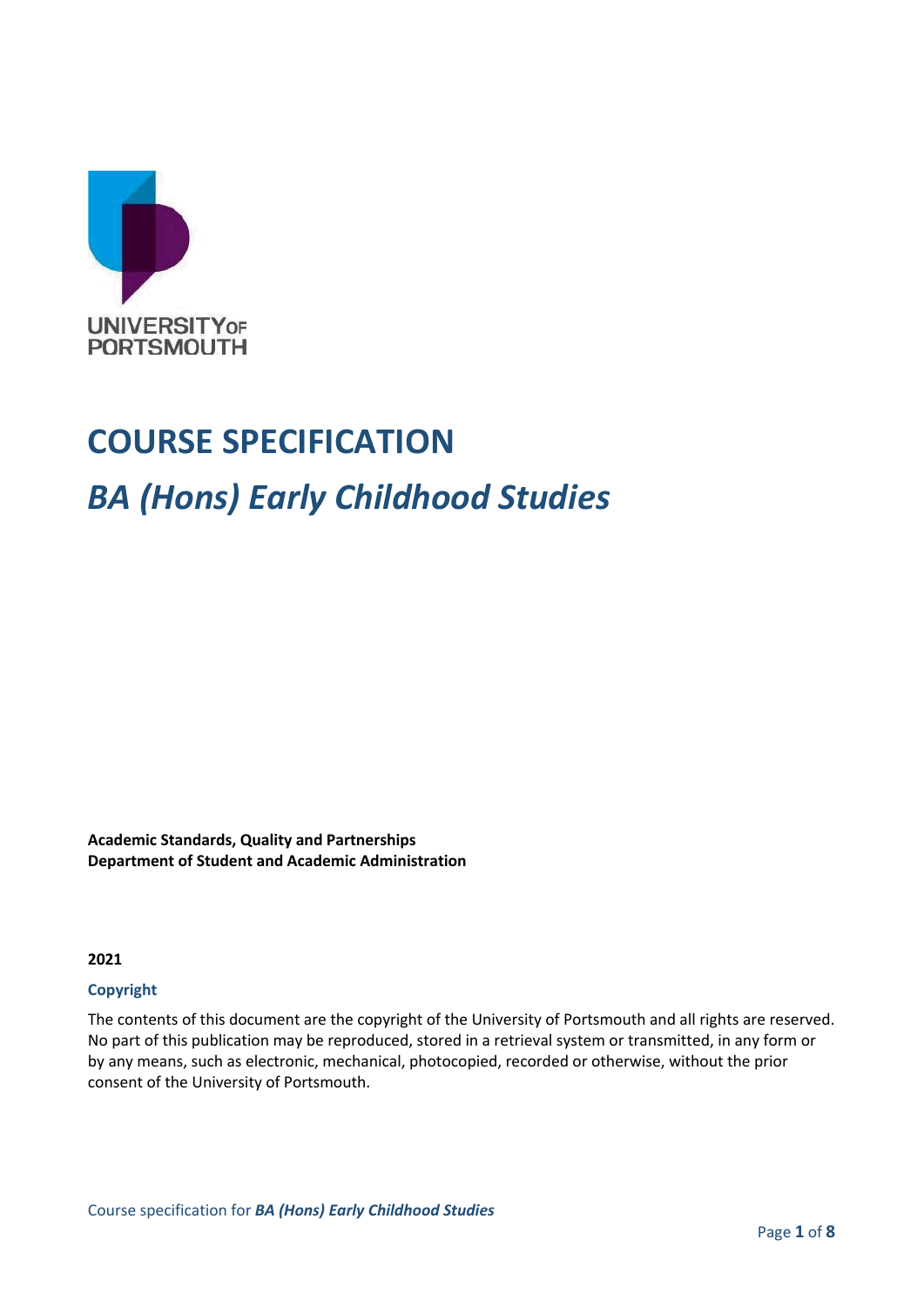UNIVERSITY OF PORTSMOUTH

# COURSE SPECIFICATION

## *BA (Hons) Early Childhood Studies*

**Academic Standards, Quality and Partnerships**
**Department of Student and Academic Administration**

**2021**

### Copyright

The contents of this document are the copyright of the University of Portsmouth and all rights are reserved. No part of this publication may be reproduced, stored in a retrieval system or transmitted, in any form or by any means, such as electronic, mechanical, photocopied, recorded or otherwise, without the prior consent of the University of Portsmouth.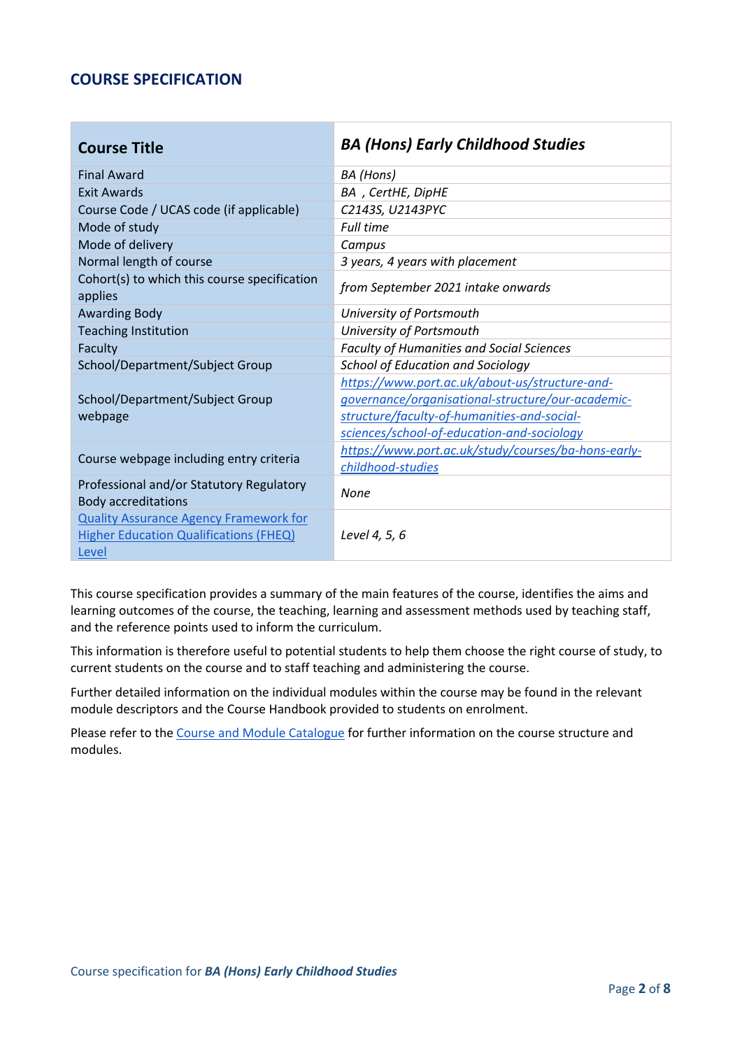## COURSE SPECIFICATION

| **Course Title** | ***BA (Hons) Early Childhood Studies*** |
|---|---|
| Final Award | *BA (Hons)* |
| Exit Awards | *BA , CertHE, DipHE* |
| Course Code / UCAS code (if applicable) | *C2143S, U2143PYC* |
| Mode of study | *Full time* |
| Mode of delivery | *Campus* |
| Normal length of course | *3 years, 4 years with placement* |
| Cohort(s) to which this course specification applies | *from September 2021 intake onwards* |
| Awarding Body | *University of Portsmouth* |
| Teaching Institution | *University of Portsmouth* |
| Faculty | *Faculty of Humanities and Social Sciences* |
| School/Department/Subject Group | *School of Education and Sociology* |
| School/Department/Subject Group webpage | *[https://www.port.ac.uk/about-us/structure-and-governance/organisational-structure/our-academic-structure/faculty-of-humanities-and-social-sciences/school-of-education-and-sociology](https://www.port.ac.uk/about-us/structure-and-governance/organisational-structure/our-academic-structure/faculty-of-humanities-and-social-sciences/school-of-education-and-sociology)* |
| Course webpage including entry criteria | *[https://www.port.ac.uk/study/courses/ba-hons-early-childhood-studies](https://www.port.ac.uk/study/courses/ba-hons-early-childhood-studies)* |
| Professional and/or Statutory Regulatory Body accreditations | *None* |
| Quality Assurance Agency Framework for Higher Education Qualifications (FHEQ) Level | *Level 4, 5, 6* |

This course specification provides a summary of the main features of the course, identifies the aims and learning outcomes of the course, the teaching, learning and assessment methods used by teaching staff, and the reference points used to inform the curriculum.

This information is therefore useful to potential students to help them choose the right course of study, to current students on the course and to staff teaching and administering the course.

Further detailed information on the individual modules within the course may be found in the relevant module descriptors and the Course Handbook provided to students on enrolment.

Please refer to the Course and Module Catalogue for further information on the course structure and modules.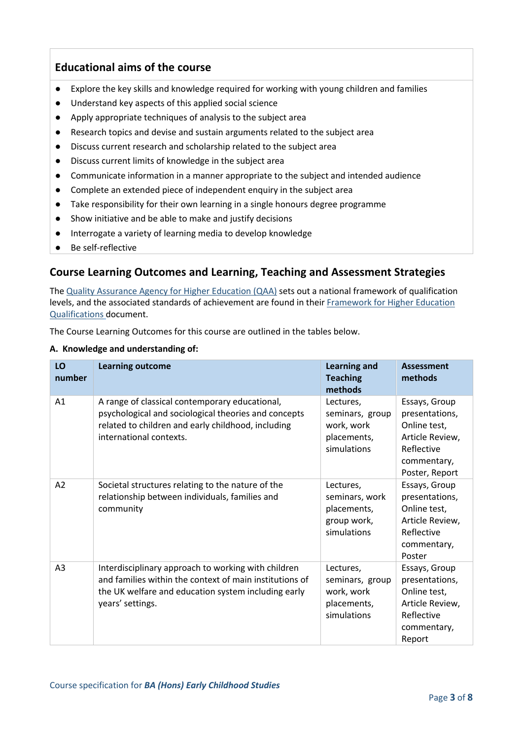## Educational aims of the course

- Explore the key skills and knowledge required for working with young children and families
- Understand key aspects of this applied social science
- Apply appropriate techniques of analysis to the subject area
- Research topics and devise and sustain arguments related to the subject area
- Discuss current research and scholarship related to the subject area
- Discuss current limits of knowledge in the subject area
- Communicate information in a manner appropriate to the subject and intended audience
- Complete an extended piece of independent enquiry in the subject area
- Take responsibility for their own learning in a single honours degree programme
- Show initiative and be able to make and justify decisions
- Interrogate a variety of learning media to develop knowledge
- Be self-reflective

## Course Learning Outcomes and Learning, Teaching and Assessment Strategies

The Quality Assurance Agency for Higher Education (QAA) sets out a national framework of qualification levels, and the associated standards of achievement are found in their Framework for Higher Education Qualifications document.

The Course Learning Outcomes for this course are outlined in the tables below.

**A. Knowledge and understanding of:**

| LO number | Learning outcome | Learning and Teaching methods | Assessment methods |
|---|---|---|---|
| A1 | A range of classical contemporary educational, psychological and sociological theories and concepts related to children and early childhood, including international contexts. | Lectures, seminars, group work, work placements, simulations | Essays, Group presentations, Online test, Article Review, Reflective commentary, Poster, Report |
| A2 | Societal structures relating to the nature of the relationship between individuals, families and community | Lectures, seminars, work placements, group work, simulations | Essays, Group presentations, Online test, Article Review, Reflective commentary, Poster |
| A3 | Interdisciplinary approach to working with children and families within the context of main institutions of the UK welfare and education system including early years' settings. | Lectures, seminars, group work, work placements, simulations | Essays, Group presentations, Online test, Article Review, Reflective commentary, Report |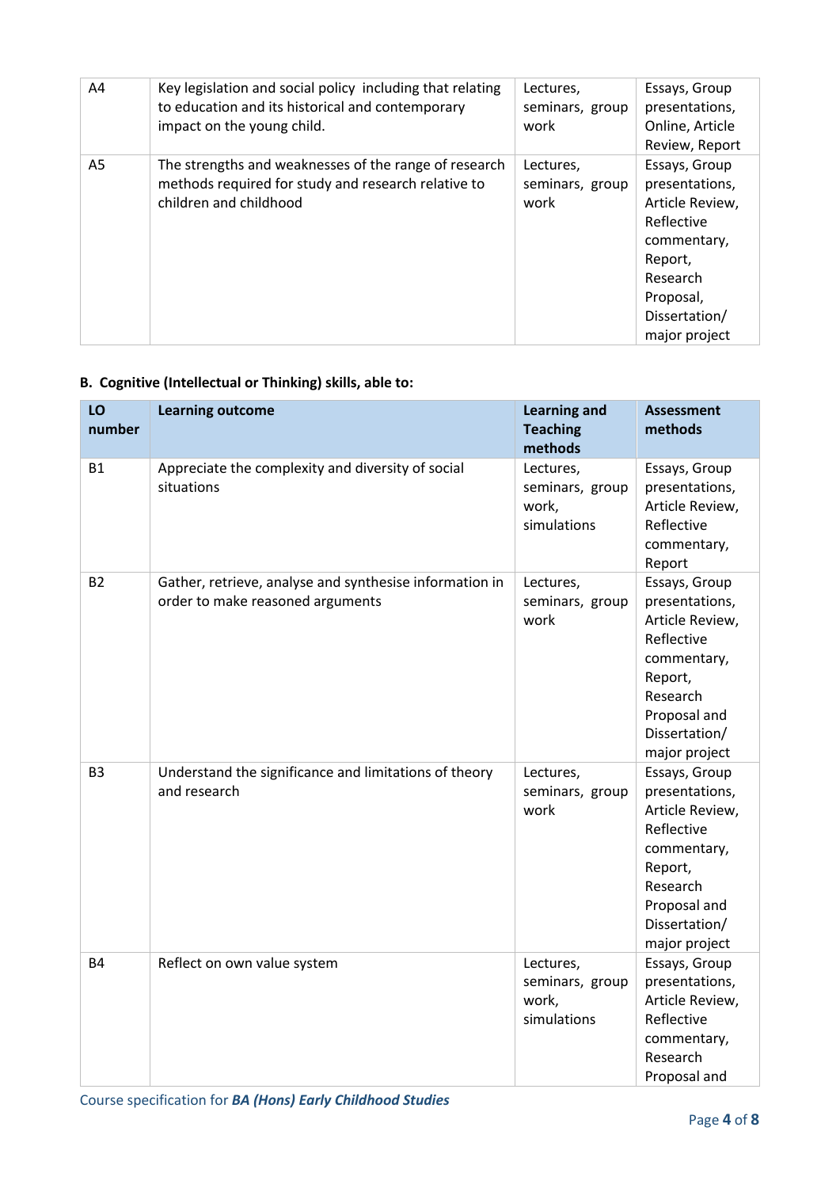| | | | |
|---|---|---|---|
| A4 | Key legislation and social policy including that relating to education and its historical and contemporary impact on the young child. | Lectures, seminars, group work | Essays, Group presentations, Online, Article Review, Report |
| A5 | The strengths and weaknesses of the range of research methods required for study and research relative to children and childhood | Lectures, seminars, group work | Essays, Group presentations, Article Review, Reflective commentary, Report, Research Proposal, Dissertation/ major project |

### B. Cognitive (Intellectual or Thinking) skills, able to:

| LO number | Learning outcome | Learning and Teaching methods | Assessment methods |
|---|---|---|---|
| B1 | Appreciate the complexity and diversity of social situations | Lectures, seminars, group work, simulations | Essays, Group presentations, Article Review, Reflective commentary, Report |
| B2 | Gather, retrieve, analyse and synthesise information in order to make reasoned arguments | Lectures, seminars, group work | Essays, Group presentations, Article Review, Reflective commentary, Report, Research Proposal and Dissertation/ major project |
| B3 | Understand the significance and limitations of theory and research | Lectures, seminars, group work | Essays, Group presentations, Article Review, Reflective commentary, Report, Research Proposal and Dissertation/ major project |
| B4 | Reflect on own value system | Lectures, seminars, group work, simulations | Essays, Group presentations, Article Review, Reflective commentary, Research Proposal and |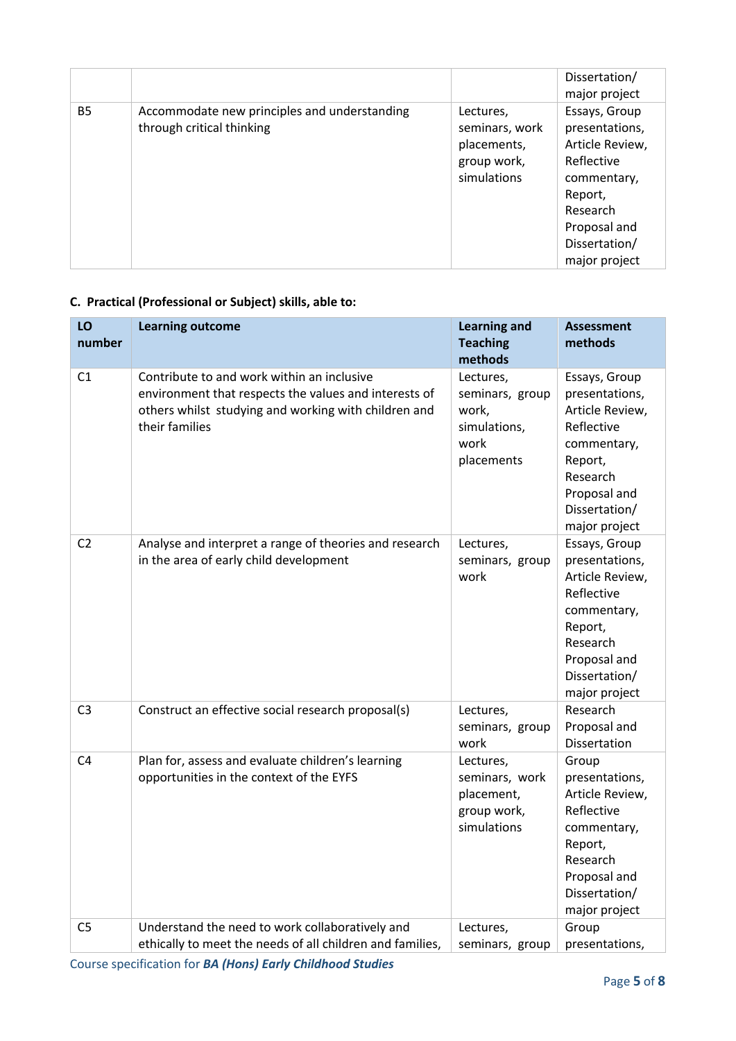| | | | Dissertation/ major project |
|---|---|---|---|
| B5 | Accommodate new principles and understanding through critical thinking | Lectures, seminars, work placements, group work, simulations | Essays, Group presentations, Article Review, Reflective commentary, Report, Research Proposal and Dissertation/ major project |

### C. Practical (Professional or Subject) skills, able to:

| LO number | Learning outcome | Learning and Teaching methods | Assessment methods |
|---|---|---|---|
| C1 | Contribute to and work within an inclusive environment that respects the values and interests of others whilst studying and working with children and their families | Lectures, seminars, group work, simulations, work placements | Essays, Group presentations, Article Review, Reflective commentary, Report, Research Proposal and Dissertation/ major project |
| C2 | Analyse and interpret a range of theories and research in the area of early child development | Lectures, seminars, group work | Essays, Group presentations, Article Review, Reflective commentary, Report, Research Proposal and Dissertation/ major project |
| C3 | Construct an effective social research proposal(s) | Lectures, seminars, group work | Research Proposal and Dissertation |
| C4 | Plan for, assess and evaluate children's learning opportunities in the context of the EYFS | Lectures, seminars, work placement, group work, simulations | Group presentations, Article Review, Reflective commentary, Report, Research Proposal and Dissertation/ major project |
| C5 | Understand the need to work collaboratively and ethically to meet the needs of all children and families, | Lectures, seminars, group | Group presentations, |

Course specification for ***BA (Hons) Early Childhood Studies***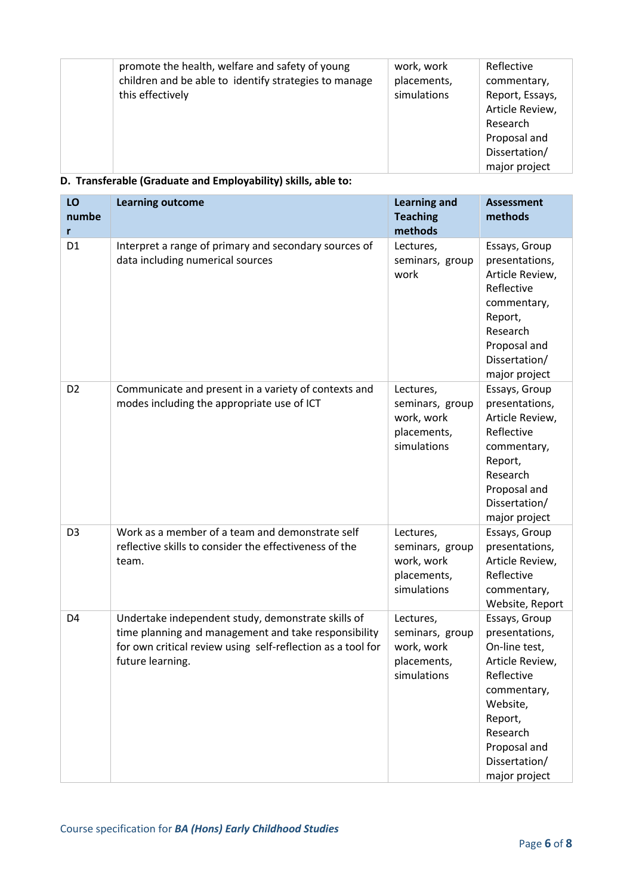| | promote the health, welfare and safety of young children and be able to identify strategies to manage this effectively | work, work placements, simulations | Reflective commentary, Report, Essays, Article Review, Research Proposal and Dissertation/ major project |
|---|---|---|---|

**D. Transferable (Graduate and Employability) skills, able to:**

| LO number | Learning outcome | Learning and Teaching methods | Assessment methods |
|---|---|---|---|
| D1 | Interpret a range of primary and secondary sources of data including numerical sources | Lectures, seminars, group work | Essays, Group presentations, Article Review, Reflective commentary, Report, Research Proposal and Dissertation/ major project |
| D2 | Communicate and present in a variety of contexts and modes including the appropriate use of ICT | Lectures, seminars, group work, work placements, simulations | Essays, Group presentations, Article Review, Reflective commentary, Report, Research Proposal and Dissertation/ major project |
| D3 | Work as a member of a team and demonstrate self reflective skills to consider the effectiveness of the team. | Lectures, seminars, group work, work placements, simulations | Essays, Group presentations, Article Review, Reflective commentary, Website, Report |
| D4 | Undertake independent study, demonstrate skills of time planning and management and take responsibility for own critical review using self-reflection as a tool for future learning. | Lectures, seminars, group work, work placements, simulations | Essays, Group presentations, On-line test, Article Review, Reflective commentary, Website, Report, Research Proposal and Dissertation/ major project |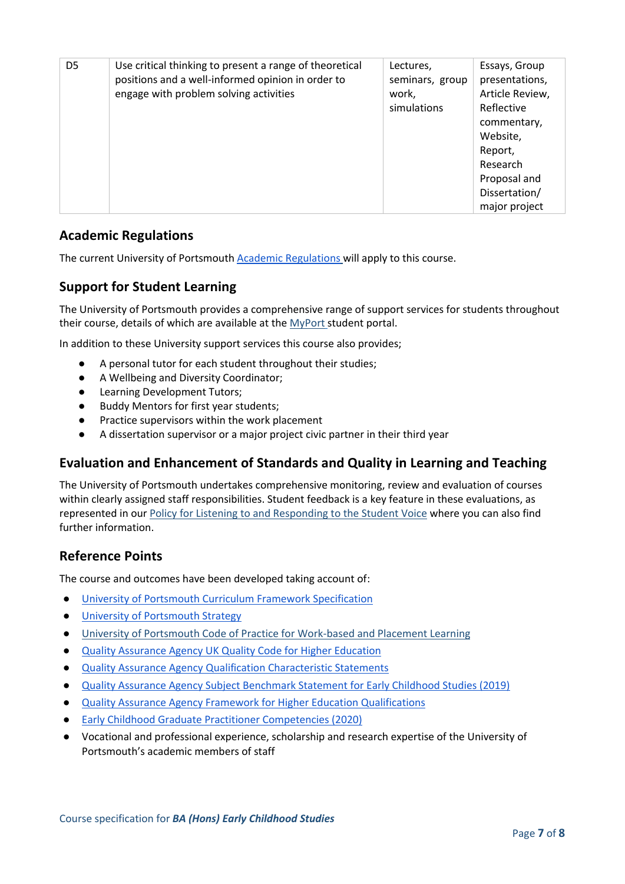| D5 | Use critical thinking to present a range of theoretical positions and a well-informed opinion in order to engage with problem solving activities | Lectures, seminars, group work, simulations | Essays, Group presentations, Article Review, Reflective commentary, Website, Report, Research Proposal and Dissertation/ major project |
|---|---|---|---|

## Academic Regulations

The current University of Portsmouth Academic Regulations will apply to this course.

## Support for Student Learning

The University of Portsmouth provides a comprehensive range of support services for students throughout their course, details of which are available at the MyPort student portal.

In addition to these University support services this course also provides;

- A personal tutor for each student throughout their studies;
- A Wellbeing and Diversity Coordinator;
- Learning Development Tutors;
- Buddy Mentors for first year students;
- Practice supervisors within the work placement
- A dissertation supervisor or a major project civic partner in their third year

## Evaluation and Enhancement of Standards and Quality in Learning and Teaching

The University of Portsmouth undertakes comprehensive monitoring, review and evaluation of courses within clearly assigned staff responsibilities. Student feedback is a key feature in these evaluations, as represented in our Policy for Listening to and Responding to the Student Voice where you can also find further information.

## Reference Points

The course and outcomes have been developed taking account of:

- University of Portsmouth Curriculum Framework Specification
- University of Portsmouth Strategy
- University of Portsmouth Code of Practice for Work-based and Placement Learning
- Quality Assurance Agency UK Quality Code for Higher Education
- Quality Assurance Agency Qualification Characteristic Statements
- Quality Assurance Agency Subject Benchmark Statement for Early Childhood Studies (2019)
- Quality Assurance Agency Framework for Higher Education Qualifications
- Early Childhood Graduate Practitioner Competencies (2020)
- Vocational and professional experience, scholarship and research expertise of the University of Portsmouth's academic members of staff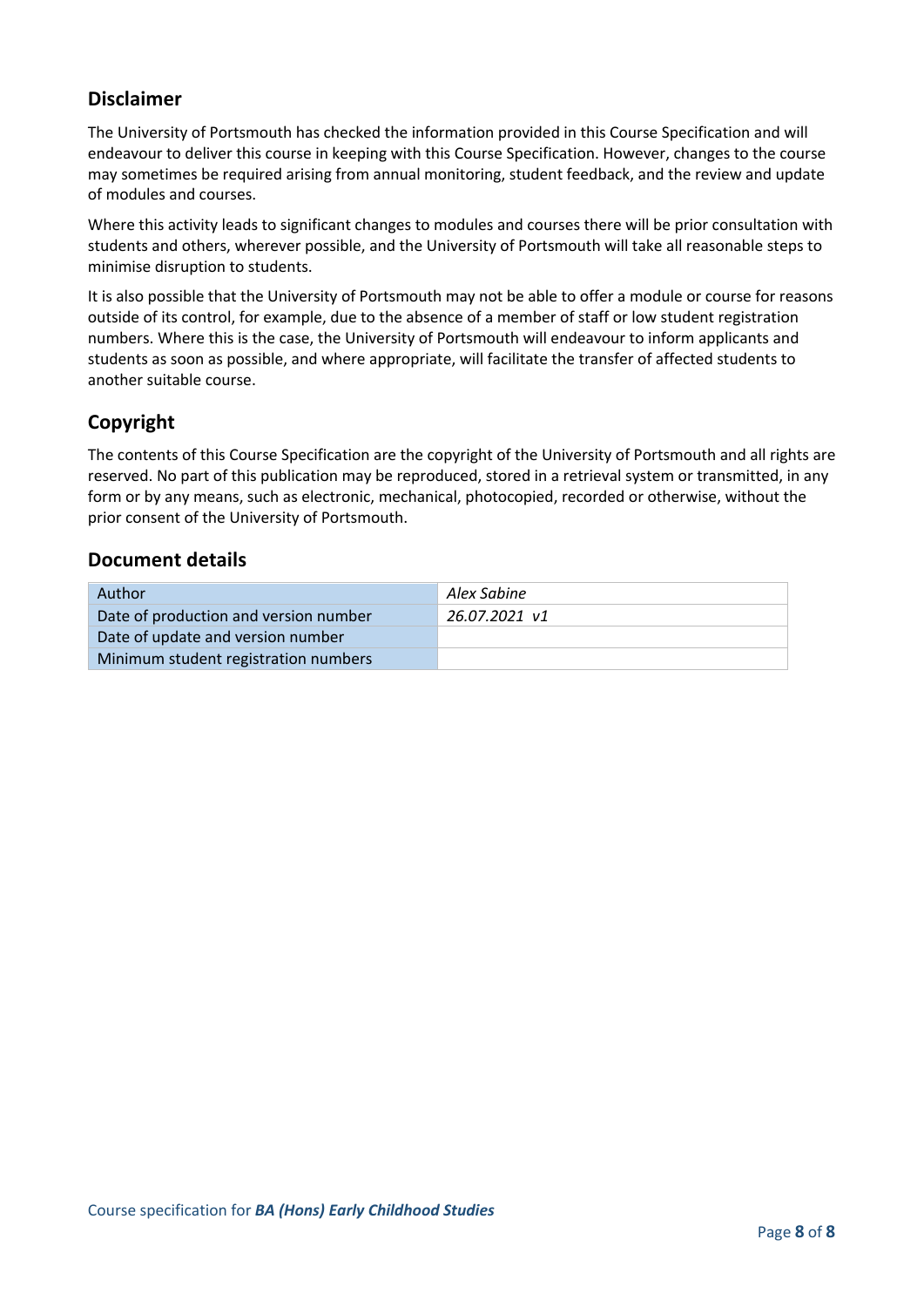## Disclaimer

The University of Portsmouth has checked the information provided in this Course Specification and will endeavour to deliver this course in keeping with this Course Specification. However, changes to the course may sometimes be required arising from annual monitoring, student feedback, and the review and update of modules and courses.

Where this activity leads to significant changes to modules and courses there will be prior consultation with students and others, wherever possible, and the University of Portsmouth will take all reasonable steps to minimise disruption to students.

It is also possible that the University of Portsmouth may not be able to offer a module or course for reasons outside of its control, for example, due to the absence of a member of staff or low student registration numbers. Where this is the case, the University of Portsmouth will endeavour to inform applicants and students as soon as possible, and where appropriate, will facilitate the transfer of affected students to another suitable course.

## Copyright

The contents of this Course Specification are the copyright of the University of Portsmouth and all rights are reserved. No part of this publication may be reproduced, stored in a retrieval system or transmitted, in any form or by any means, such as electronic, mechanical, photocopied, recorded or otherwise, without the prior consent of the University of Portsmouth.

## Document details

| | |
|---|---|
| Author | *Alex Sabine* |
| Date of production and version number | *26.07.2021 v1* |
| Date of update and version number | |
| Minimum student registration numbers | |